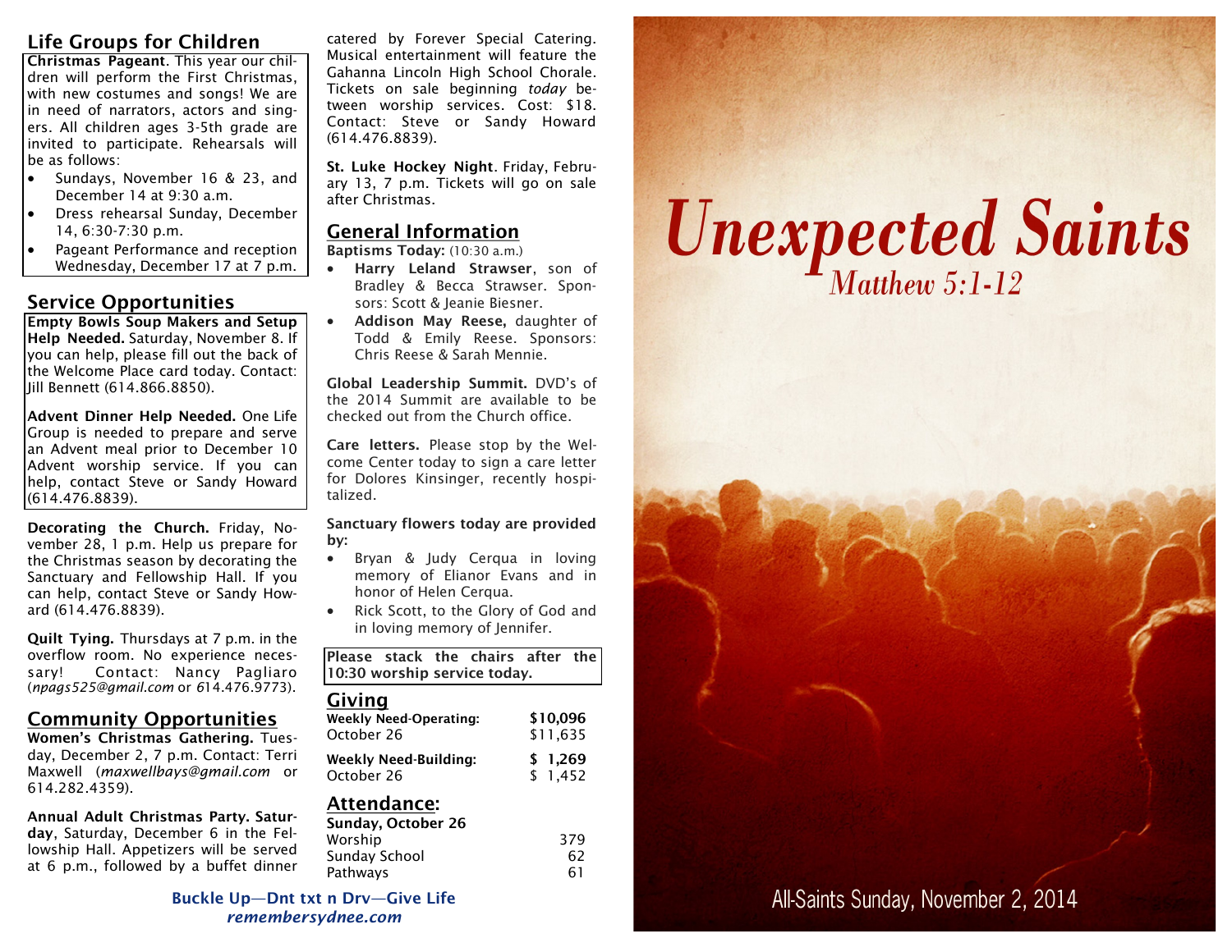## Life Groups for Children

**Christmas Pageant**. This year our children will perform the First Christmas, with new costumes and songs! We are in need of narrators, actors and singers. All children ages 3-5th grade are invited to participate. Rehearsals will be as follows:

- Sundays, November 16 & 23, and December 14 at 9:30 a.m.
- Dress rehearsal Sunday, December 14, 6:30-7:30 p.m.
- Pageant Performance and reception Wednesday, December 17 at 7 p.m.

## Service Opportunities

**Empty Bowls Soup Makers and Setup Help Needed.** Saturday, November 8. If you can help, please fill out the back of the Welcome Place card today. Contact: Jill Bennett (614.866.8850).

**Advent Dinner Help Needed.** One Life Group is needed to prepare and serve an Advent meal prior to December 10 Advent worship service. If you can help, contact Steve or Sandy Howard (614.476.8839).

**Decorating the Church.** Friday, November 28, 1 p.m. Help us prepare for the Christmas season by decorating the Sanctuary and Fellowship Hall. If you can help, contact Steve or Sandy Howard (614.476.8839).

**Quilt Tying.** Thursdays at 7 p.m. in the overflow room. No experience necessary! Contact: Nancy Pagliaro (*npags525@gmail.com* or 614.476.9773).

## Community Opportunities

**Women's Christmas Gathering.** Tuesday, December 2, 7 p.m. Contact: Terri Maxwell (*maxwellbays@gmail.com* or 614.282.4359).

**Annual Adult Christmas Party. Saturday**, Saturday, December 6 in the Fellowship Hall. Appetizers will be served at 6 p.m., followed by a buffet dinner catered by Forever Special Catering. Musical entertainment will feature the Gahanna Lincoln High School Chorale. Tickets on sale beginning *today* between worship services. Cost: $18. Contact: Steve or Sandy Howard (614.476.8839).

**St. Luke Hockey Night**. Friday, February 13, 7 p.m. Tickets will go on sale after Christmas.

## General Information

**Baptisms Today:** (10:30 a.m.)

- **Harry Leland Strawser**, son of Bradley & Becca Strawser. Sponsors: Scott & Jeanie Biesner.
- **Addison May Reese,** daughter of Todd & Emily Reese. Sponsors: Chris Reese & Sarah Mennie.

**Global Leadership Summit.** DVD's of the 2014 Summit are available to be checked out from the Church office.

**Care letters.** Please stop by the Welcome Center today to sign a care letter for Dolores Kinsinger, recently hospitalized.

**Sanctuary flowers today are provided by:**

- Bryan & Judy Cerqua in loving memory of Elianor Evans and in honor of Helen Cerqua.
- Rick Scott, to the Glory of God and in loving memory of Jennifer.

**Please stack the chairs after the 10:30 worship service today.**

## Giving

| | |
|---|---|
| **Weekly Need-Operating:** | **$10,096** |
| October 26 | $11,635 |
| **Weekly Need-Building:** | **$ 1,269** |
| October 26 | $ 1,452 |

## Attendance:

| **Sunday, October 26** | |
|---|---|
| Worship | 379 |
| Sunday School | 62 |
| Pathways | 61 |

**Buckle Up—Dnt txt n Drv—Give Life**
***remembersydnee.com***

# Unexpected Saints

*Matthew 5:1-12*

All-Saints Sunday, November 2, 2014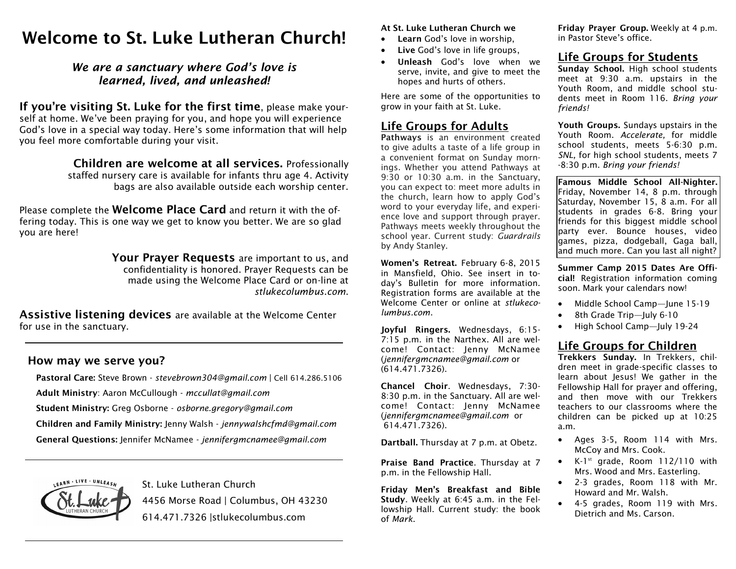# Welcome to St. Luke Lutheran Church!

***We are a sanctuary where God's love is learned, lived, and unleashed!***

**If you're visiting St. Luke for the first time**, please make yourself at home. We've been praying for you, and hope you will experience God's love in a special way today. Here's some information that will help you feel more comfortable during your visit.

**Children are welcome at all services.** Professionally staffed nursery care is available for infants thru age 4. Activity bags are also available outside each worship center.

Please complete the **Welcome Place Card** and return it with the offering today. This is one way we get to know you better. We are so glad you are here!

**Your Prayer Requests** are important to us, and confidentiality is honored. Prayer Requests can be made using the Welcome Place Card or on-line at *stlukecolumbus.com*.

**Assistive listening devices** are available at the Welcome Center for use in the sanctuary.

### How may we serve you?

**Pastoral Care:** Steve Brown - *stevebrown304@gmail.com* | Cell 614.286.5106

**Adult Ministry**: Aaron McCullough - *mccullat@gmail.com*

**Student Ministry:** Greg Osborne - *osborne.gregory@gmail.com*

**Children and Family Ministry:** Jenny Walsh - *jennywalshcfmd@gmail.com*

**General Questions:** Jennifer McNamee - *jennifergmcnamee@gmail.com*

St. Luke Lutheran Church
4456 Morse Road | Columbus, OH 43230
614.471.7326 |stlukecolumbus.com

**At St. Luke Lutheran Church we**

- **Learn** God's love in worship,
- **Live** God's love in life groups,
- **Unleash** God's love when we serve, invite, and give to meet the hopes and hurts of others.

Here are some of the opportunities to grow in your faith at St. Luke.

## Life Groups for Adults

**Pathways** is an environment created to give adults a taste of a life group in a convenient format on Sunday mornings. Whether you attend Pathways at 9:30 or 10:30 a.m. in the Sanctuary, you can expect to: meet more adults in the church, learn how to apply God's word to your everyday life, and experience love and support through prayer. Pathways meets weekly throughout the school year. Current study: *Guardrails* by Andy Stanley.

**Women's Retreat.** February 6-8, 2015 in Mansfield, Ohio. See insert in today's Bulletin for more information. Registration forms are available at the Welcome Center or online at *stlukecolumbus.com*.

**Joyful Ringers.** Wednesdays, 6:15-7:15 p.m. in the Narthex. All are welcome! Contact: Jenny McNamee (*jennifergmcnamee@gmail.com* or (614.471.7326).

**Chancel Choir**. Wednesdays, 7:30-8:30 p.m. in the Sanctuary. All are welcome! Contact: Jenny McNamee (*jennifergmcnamee@gmail.com* or 614.471.7326).

**Dartball.** Thursday at 7 p.m. at Obetz.

**Praise Band Practice**. Thursday at 7 p.m. in the Fellowship Hall.

**Friday Men's Breakfast and Bible Study**. Weekly at 6:45 a.m. in the Fellowship Hall. Current study: the book of *Mark.*

**Friday Prayer Group.** Weekly at 4 p.m. in Pastor Steve's office.

## Life Groups for Students

**Sunday School.** High school students meet at 9:30 a.m. upstairs in the Youth Room, and middle school students meet in Room 116. *Bring your friends!*

**Youth Groups.** Sundays upstairs in the Youth Room. *Accelerate,* for middle school students, meets 5-6:30 p.m. *SNL,* for high school students, meets 7-8:30 p.m. *Bring your friends!*

**Famous Middle School All-Nighter.** Friday, November 14, 8 p.m. through Saturday, November 15, 8 a.m. For all students in grades 6-8. Bring your friends for this biggest middle school party ever. Bounce houses, video games, pizza, dodgeball, Gaga ball, and much more. Can you last all night?

**Summer Camp 2015 Dates Are Official!** Registration information coming soon. Mark your calendars now!

- Middle School Camp—June 15-19
- 8th Grade Trip—July 6-10
- High School Camp—July 19-24

## Life Groups for Children

**Trekkers Sunday.** In Trekkers, children meet in grade-specific classes to learn about Jesus! We gather in the Fellowship Hall for prayer and offering, and then move with our Trekkers teachers to our classrooms where the children can be picked up at 10:25 a.m.

- Ages 3-5, Room 114 with Mrs. McCoy and Mrs. Cook.
- K-1st grade, Room 112/110 with Mrs. Wood and Mrs. Easterling.
- 2-3 grades, Room 118 with Mr. Howard and Mr. Walsh.
- 4-5 grades, Room 119 with Mrs. Dietrich and Ms. Carson.